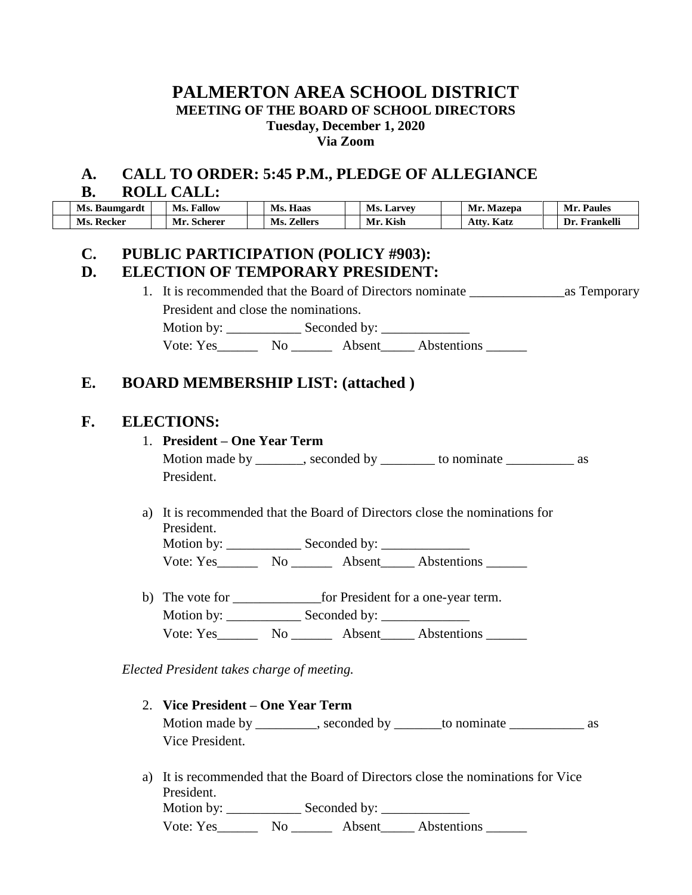# PALMERTON AREA SCHOOL DISTRICT

**MEETING OF THE BOARD OF SCHOOL DIRECTORS**
**Tuesday, December 1, 2020**
**Via Zoom**

## A. CALL TO ORDER: 5:45 P.M., PLEDGE OF ALLEGIANCE

## B. ROLL CALL:

| | Ms. Baumgardt | | Ms. Fallow | | Ms. Haas | | Ms. Larvey | | Mr. Mazepa | | Mr. Paules |
|---|---|---|---|---|---|---|---|---|---|---|---|
| | Ms. Recker | | Mr. Scherer | | Ms. Zellers | | Mr. Kish | | Atty. Katz | | Dr. Frankelli |

## C. PUBLIC PARTICIPATION (POLICY #903):

## D. ELECTION OF TEMPORARY PRESIDENT:

1. It is recommended that the Board of Directors nominate ______________as Temporary President and close the nominations.
   Motion by: ___________ Seconded by: _____________
   Vote: Yes______ No ______ Absent_____ Abstentions ______

## E. BOARD MEMBERSHIP LIST: (attached )

## F. ELECTIONS:

1. **President – One Year Term**
   Motion made by _______, seconded by ________ to nominate __________ as President.

a) It is recommended that the Board of Directors close the nominations for President.
   Motion by: ___________ Seconded by: _____________
   Vote: Yes______ No ______ Absent_____ Abstentions ______

b) The vote for _____________for President for a one-year term.
   Motion by: ___________ Seconded by: _____________
   Vote: Yes______ No ______ Absent_____ Abstentions ______

*Elected President takes charge of meeting.*

2. **Vice President – One Year Term**
   Motion made by _________, seconded by _______to nominate ___________ as Vice President.

a) It is recommended that the Board of Directors close the nominations for Vice President.
   Motion by: ___________ Seconded by: _____________
   Vote: Yes______ No ______ Absent_____ Abstentions ______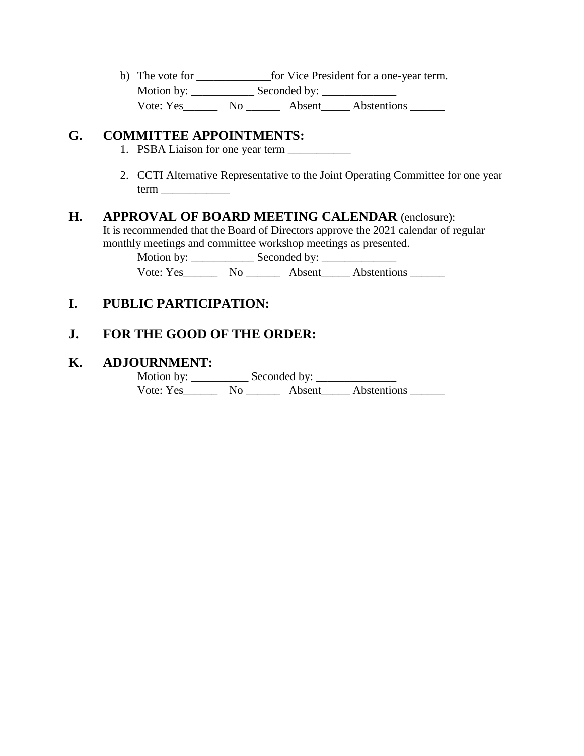b) The vote for _____________for Vice President for a one-year term.
   Motion by: ___________ Seconded by: _____________
   Vote: Yes______ No ______ Absent_____ Abstentions ______

## G. COMMITTEE APPOINTMENTS:

1. PSBA Liaison for one year term ___________

2. CCTI Alternative Representative to the Joint Operating Committee for one year term ____________

## H. APPROVAL OF BOARD MEETING CALENDAR (enclosure):

It is recommended that the Board of Directors approve the 2021 calendar of regular monthly meetings and committee workshop meetings as presented.

Motion by: ___________ Seconded by: _____________
Vote: Yes______ No ______ Absent_____ Abstentions ______

## I. PUBLIC PARTICIPATION:

## J. FOR THE GOOD OF THE ORDER:

## K. ADJOURNMENT:

Motion by: __________ Seconded by: ______________
Vote: Yes______ No ______ Absent_____ Abstentions ______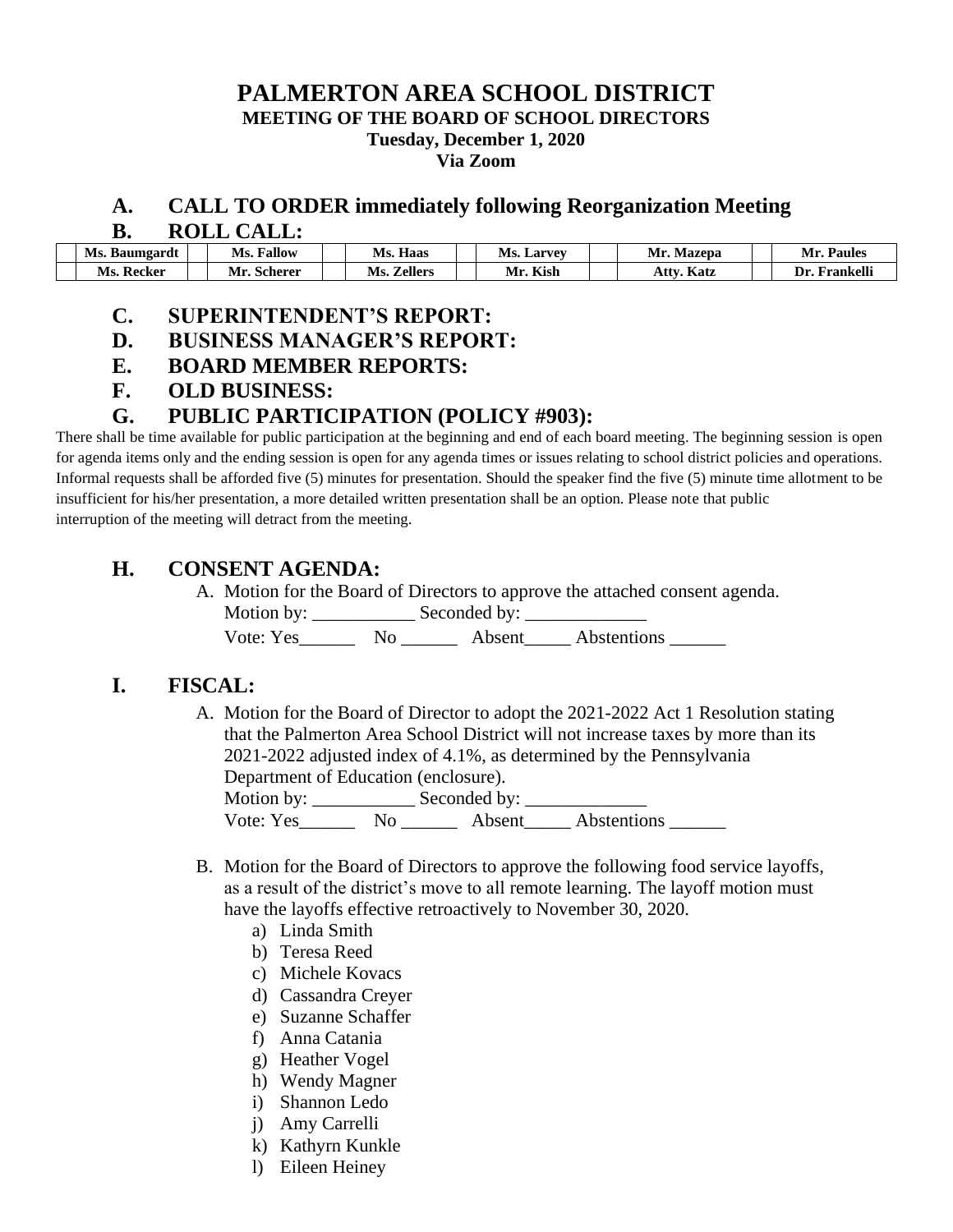# PALMERTON AREA SCHOOL DISTRICT

**MEETING OF THE BOARD OF SCHOOL DIRECTORS**
**Tuesday, December 1, 2020**
**Via Zoom**

## A. CALL TO ORDER immediately following Reorganization Meeting

## B. ROLL CALL:

| | Ms. Baumgardt | | Ms. Fallow | | Ms. Haas | | Ms. Larvey | | Mr. Mazepa | | Mr. Paules |
|---|---|---|---|---|---|---|---|---|---|---|---|
| | Ms. Recker | | Mr. Scherer | | Ms. Zellers | | Mr. Kish | | Atty. Katz | | Dr. Frankelli |

## C. SUPERINTENDENT'S REPORT:

## D. BUSINESS MANAGER'S REPORT:

## E. BOARD MEMBER REPORTS:

## F. OLD BUSINESS:

## G. PUBLIC PARTICIPATION (POLICY #903):

There shall be time available for public participation at the beginning and end of each board meeting. The beginning session is open for agenda items only and the ending session is open for any agenda times or issues relating to school district policies and operations. Informal requests shall be afforded five (5) minutes for presentation. Should the speaker find the five (5) minute time allotment to be insufficient for his/her presentation, a more detailed written presentation shall be an option. Please note that public interruption of the meeting will detract from the meeting.

## H. CONSENT AGENDA:

A. Motion for the Board of Directors to approve the attached consent agenda.
Motion by: ___________ Seconded by: _____________
Vote: Yes______ No ______ Absent_____ Abstentions ______

## I. FISCAL:

A. Motion for the Board of Director to adopt the 2021-2022 Act 1 Resolution stating that the Palmerton Area School District will not increase taxes by more than its 2021-2022 adjusted index of 4.1%, as determined by the Pennsylvania Department of Education (enclosure).
Motion by: ___________ Seconded by: _____________
Vote: Yes______ No ______ Absent_____ Abstentions ______

B. Motion for the Board of Directors to approve the following food service layoffs, as a result of the district's move to all remote learning. The layoff motion must have the layoffs effective retroactively to November 30, 2020.
   a) Linda Smith
   b) Teresa Reed
   c) Michele Kovacs
   d) Cassandra Creyer
   e) Suzanne Schaffer
   f) Anna Catania
   g) Heather Vogel
   h) Wendy Magner
   i) Shannon Ledo
   j) Amy Carrelli
   k) Kathyrn Kunkle
   l) Eileen Heiney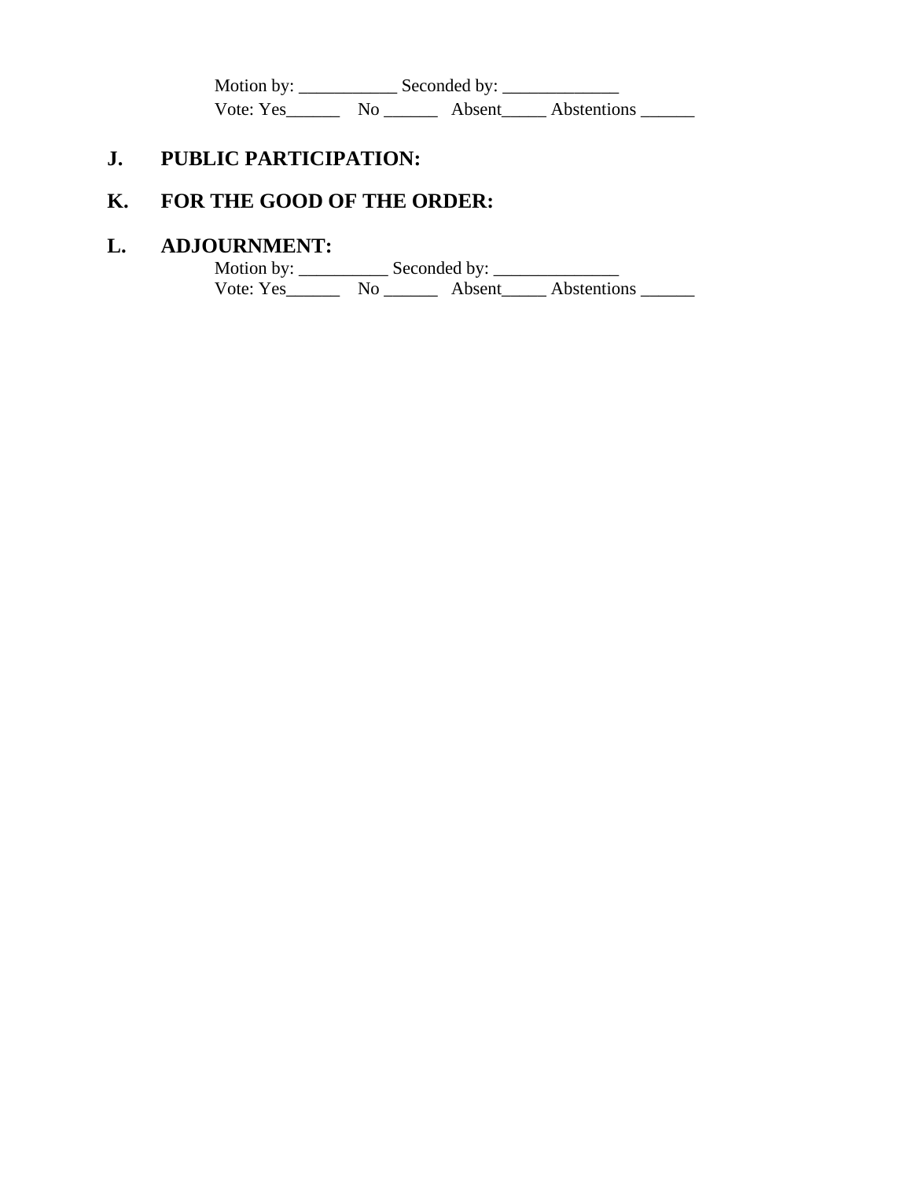Motion by: ___________ Seconded by: _____________
Vote: Yes______ No ______ Absent_____ Abstentions ______

## J. PUBLIC PARTICIPATION:

## K. FOR THE GOOD OF THE ORDER:

## L. ADJOURNMENT:

Motion by: __________ Seconded by: ______________
Vote: Yes______ No ______ Absent_____ Abstentions ______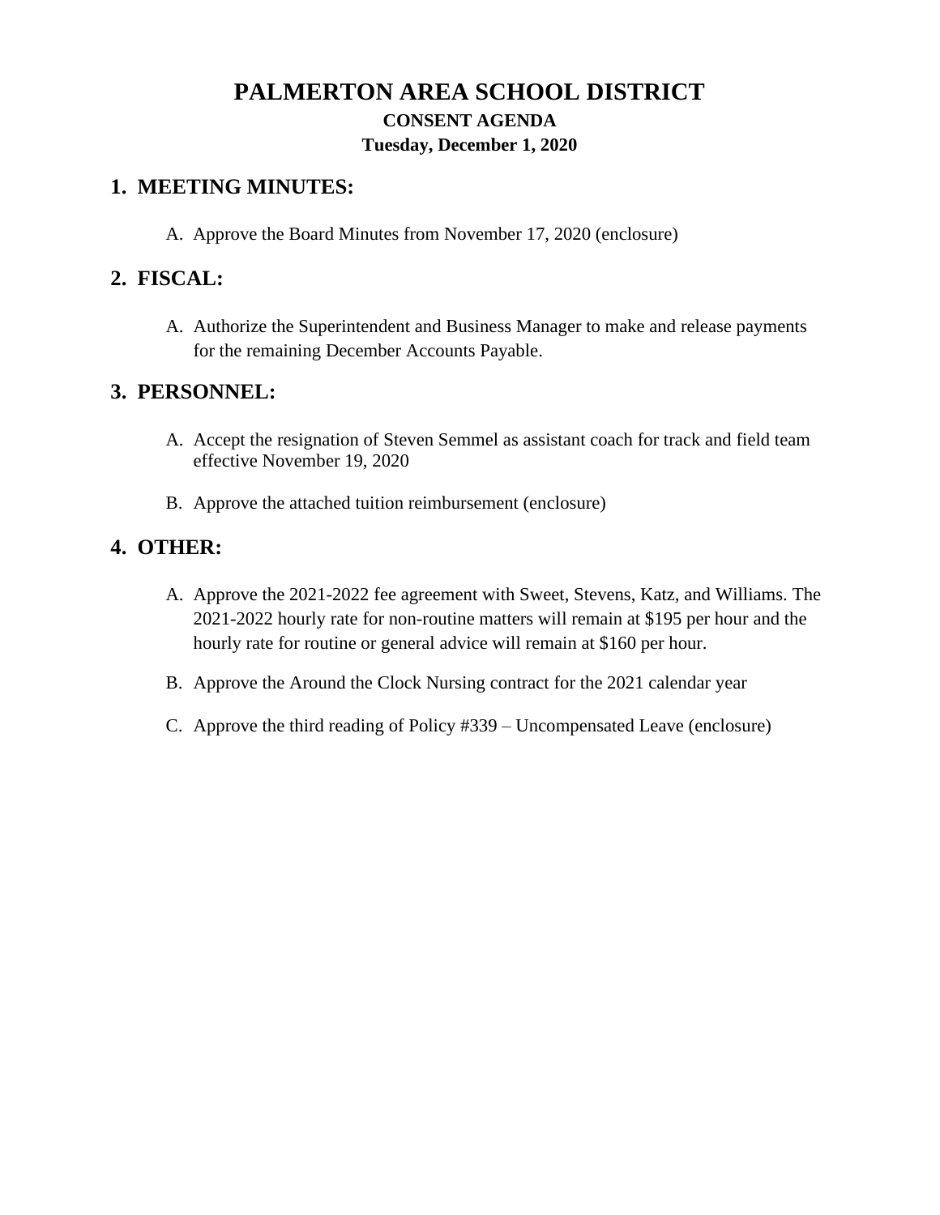# PALMERTON AREA SCHOOL DISTRICT

**CONSENT AGENDA**

**Tuesday, December 1, 2020**

## 1. MEETING MINUTES:

A. Approve the Board Minutes from November 17, 2020 (enclosure)

## 2. FISCAL:

A. Authorize the Superintendent and Business Manager to make and release payments for the remaining December Accounts Payable.

## 3. PERSONNEL:

A. Accept the resignation of Steven Semmel as assistant coach for track and field team effective November 19, 2020

B. Approve the attached tuition reimbursement (enclosure)

## 4. OTHER:

A. Approve the 2021-2022 fee agreement with Sweet, Stevens, Katz, and Williams. The 2021-2022 hourly rate for non-routine matters will remain at $195 per hour and the hourly rate for routine or general advice will remain at $160 per hour.

B. Approve the Around the Clock Nursing contract for the 2021 calendar year

C. Approve the third reading of Policy #339 – Uncompensated Leave (enclosure)